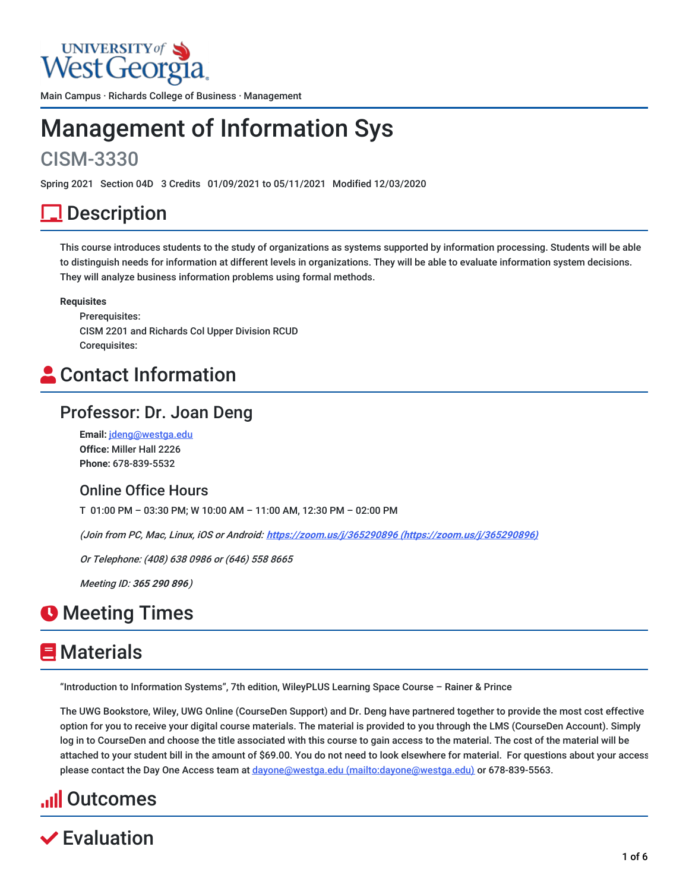Main Campus · Richards College of Business · Management

# Management of Information Sys

## CISM-3330

Spring 2021 Section 04D 3 Credits 01/09/2021 to 05/11/2021 Modified 12/03/2020

## Description

This course introduces students to the study of organizations as systems supported by information processing. Students will be able to distinguish needs for information at different levels in organizations. They will be able to evaluate information system decisions. They will analyze business information problems using formal methods.

**Requisites**

Prerequisites:
CISM 2201 and Richards Col Upper Division RCUD
Corequisites:

## Contact Information

### Professor: Dr. Joan Deng

**Email:** jdeng@westga.edu
**Office:** Miller Hall 2226
**Phone:** 678-839-5532

#### Online Office Hours

T 01:00 PM – 03:30 PM; W 10:00 AM – 11:00 AM, 12:30 PM – 02:00 PM

*(Join from PC, Mac, Linux, iOS or Android: https://zoom.us/j/365290896 (https://zoom.us/j/365290896)*

*Or Telephone: (408) 638 0986 or (646) 558 8665*

*Meeting ID: **365 290 896**)*

## Meeting Times

## Materials

"Introduction to Information Systems", 7th edition, WileyPLUS Learning Space Course – Rainer & Prince

The UWG Bookstore, Wiley, UWG Online (CourseDen Support) and Dr. Deng have partnered together to provide the most cost effective option for you to receive your digital course materials. The material is provided to you through the LMS (CourseDen Account). Simply log in to CourseDen and choose the title associated with this course to gain access to the material. The cost of the material will be attached to your student bill in the amount of $69.00. You do not need to look elsewhere for material. For questions about your access please contact the Day One Access team at dayone@westga.edu (mailto:dayone@westga.edu) or 678-839-5563.

## Outcomes

## Evaluation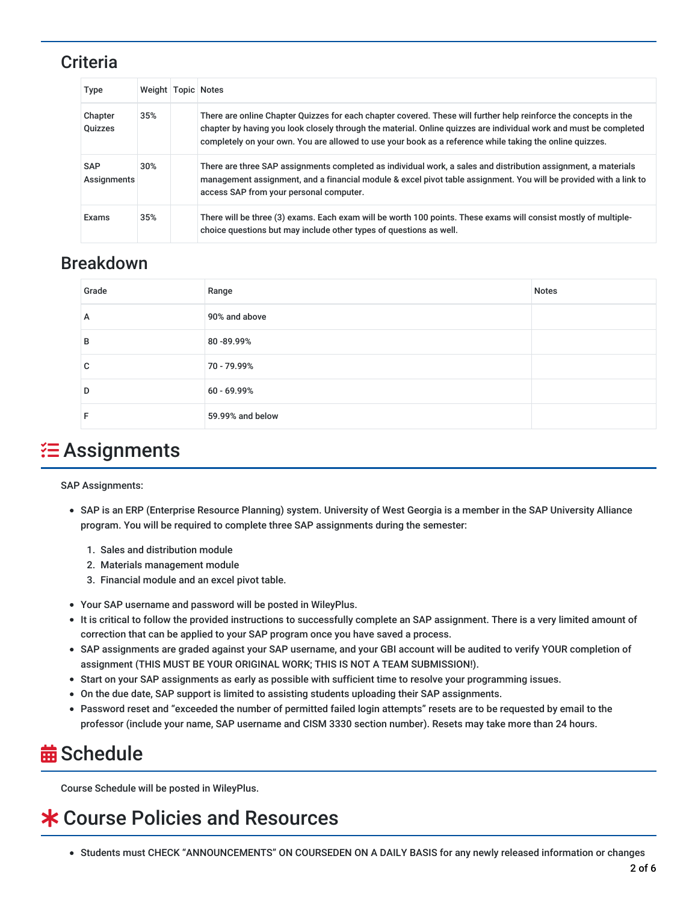## Criteria

| Type | Weight | Topic | Notes |
|---|---|---|---|
| Chapter Quizzes | 35% | | There are online Chapter Quizzes for each chapter covered. These will further help reinforce the concepts in the chapter by having you look closely through the material. Online quizzes are individual work and must be completed completely on your own. You are allowed to use your book as a reference while taking the online quizzes. |
| SAP Assignments | 30% | | There are three SAP assignments completed as individual work, a sales and distribution assignment, a materials management assignment, and a financial module & excel pivot table assignment. You will be provided with a link to access SAP from your personal computer. |
| Exams | 35% | | There will be three (3) exams. Each exam will be worth 100 points. These exams will consist mostly of multiple-choice questions but may include other types of questions as well. |

## Breakdown

| Grade | Range | Notes |
|---|---|---|
| A | 90% and above | |
| B | 80 -89.99% | |
| C | 70 - 79.99% | |
| D | 60 - 69.99% | |
| F | 59.99% and below | |

# Assignments

SAP Assignments:

- SAP is an ERP (Enterprise Resource Planning) system. University of West Georgia is a member in the SAP University Alliance program. You will be required to complete three SAP assignments during the semester:
  1. Sales and distribution module
  2. Materials management module
  3. Financial module and an excel pivot table.
- Your SAP username and password will be posted in WileyPlus.
- It is critical to follow the provided instructions to successfully complete an SAP assignment. There is a very limited amount of correction that can be applied to your SAP program once you have saved a process.
- SAP assignments are graded against your SAP username, and your GBI account will be audited to verify YOUR completion of assignment (THIS MUST BE YOUR ORIGINAL WORK; THIS IS NOT A TEAM SUBMISSION!).
- Start on your SAP assignments as early as possible with sufficient time to resolve your programming issues.
- On the due date, SAP support is limited to assisting students uploading their SAP assignments.
- Password reset and "exceeded the number of permitted failed login attempts" resets are to be requested by email to the professor (include your name, SAP username and CISM 3330 section number). Resets may take more than 24 hours.

# Schedule

Course Schedule will be posted in WileyPlus.

# Course Policies and Resources

- Students must CHECK "ANNOUNCEMENTS" ON COURSEDEN ON A DAILY BASIS for any newly released information or changes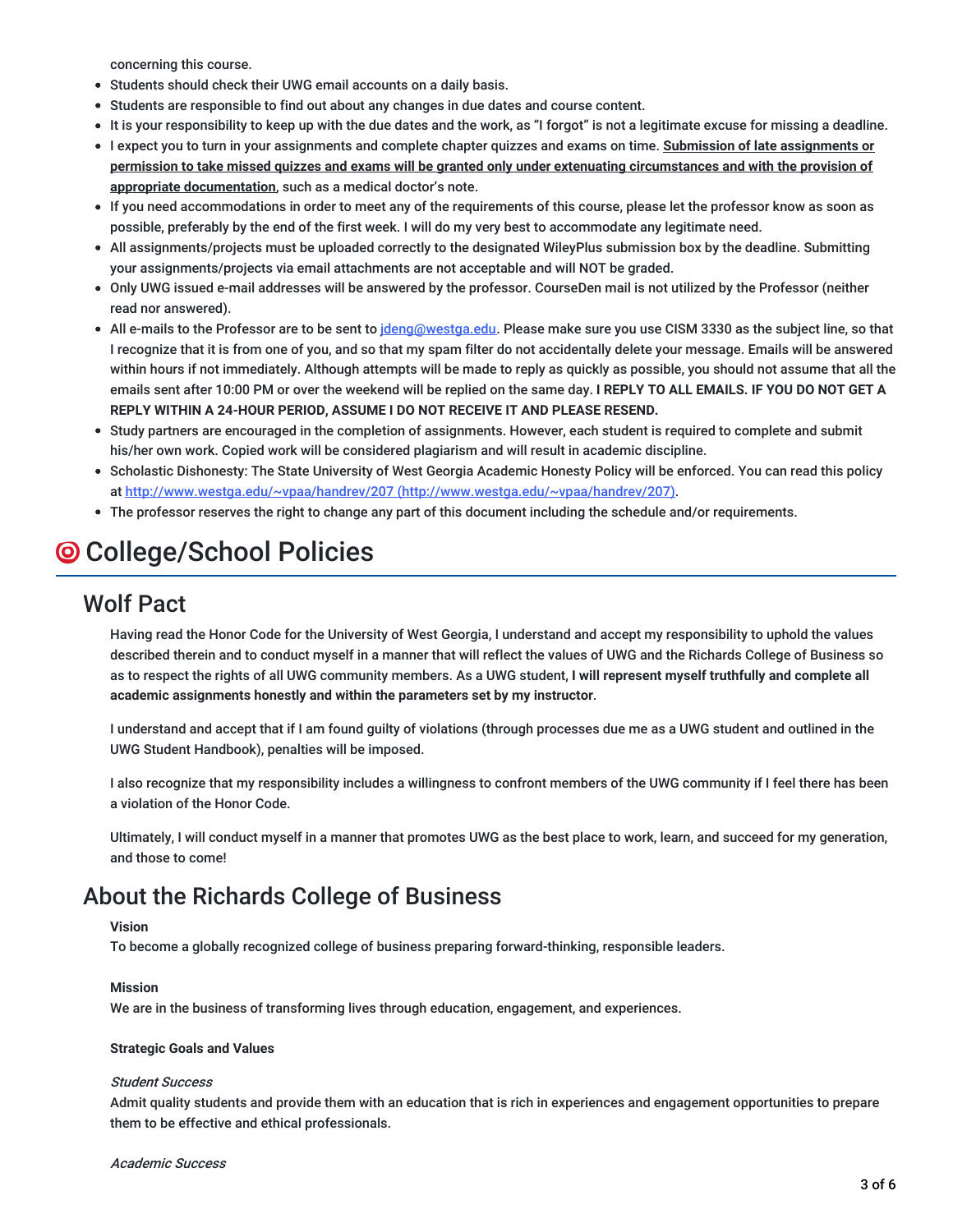concerning this course.

- Students should check their UWG email accounts on a daily basis.
- Students are responsible to find out about any changes in due dates and course content.
- It is your responsibility to keep up with the due dates and the work, as "I forgot" is not a legitimate excuse for missing a deadline.
- I expect you to turn in your assignments and complete chapter quizzes and exams on time. **Submission of late assignments or permission to take missed quizzes and exams will be granted only under extenuating circumstances and with the provision of appropriate documentation**, such as a medical doctor's note.
- If you need accommodations in order to meet any of the requirements of this course, please let the professor know as soon as possible, preferably by the end of the first week. I will do my very best to accommodate any legitimate need.
- All assignments/projects must be uploaded correctly to the designated WileyPlus submission box by the deadline. Submitting your assignments/projects via email attachments are not acceptable and will NOT be graded.
- Only UWG issued e-mail addresses will be answered by the professor. CourseDen mail is not utilized by the Professor (neither read nor answered).
- All e-mails to the Professor are to be sent to [jdeng@westga.edu](mailto:jdeng@westga.edu). Please make sure you use CISM 3330 as the subject line, so that I recognize that it is from one of you, and so that my spam filter do not accidentally delete your message. Emails will be answered within hours if not immediately. Although attempts will be made to reply as quickly as possible, you should not assume that all the emails sent after 10:00 PM or over the weekend will be replied on the same day. **I REPLY TO ALL EMAILS. IF YOU DO NOT GET A REPLY WITHIN A 24-HOUR PERIOD, ASSUME I DO NOT RECEIVE IT AND PLEASE RESEND.**
- Study partners are encouraged in the completion of assignments. However, each student is required to complete and submit his/her own work. Copied work will be considered plagiarism and will result in academic discipline.
- Scholastic Dishonesty: The State University of West Georgia Academic Honesty Policy will be enforced. You can read this policy at [http://www.westga.edu/~vpaa/handrev/207 (http://www.westga.edu/~vpaa/handrev/207)](http://www.westga.edu/~vpaa/handrev/207).
- The professor reserves the right to change any part of this document including the schedule and/or requirements.

# College/School Policies

## Wolf Pact

Having read the Honor Code for the University of West Georgia, I understand and accept my responsibility to uphold the values described therein and to conduct myself in a manner that will reflect the values of UWG and the Richards College of Business so as to respect the rights of all UWG community members. As a UWG student, **I will represent myself truthfully and complete all academic assignments honestly and within the parameters set by my instructor**.

I understand and accept that if I am found guilty of violations (through processes due me as a UWG student and outlined in the UWG Student Handbook), penalties will be imposed.

I also recognize that my responsibility includes a willingness to confront members of the UWG community if I feel there has been a violation of the Honor Code.

Ultimately, I will conduct myself in a manner that promotes UWG as the best place to work, learn, and succeed for my generation, and those to come!

## About the Richards College of Business

**Vision**
To become a globally recognized college of business preparing forward-thinking, responsible leaders.

**Mission**
We are in the business of transforming lives through education, engagement, and experiences.

**Strategic Goals and Values**

*Student Success*
Admit quality students and provide them with an education that is rich in experiences and engagement opportunities to prepare them to be effective and ethical professionals.

*Academic Success*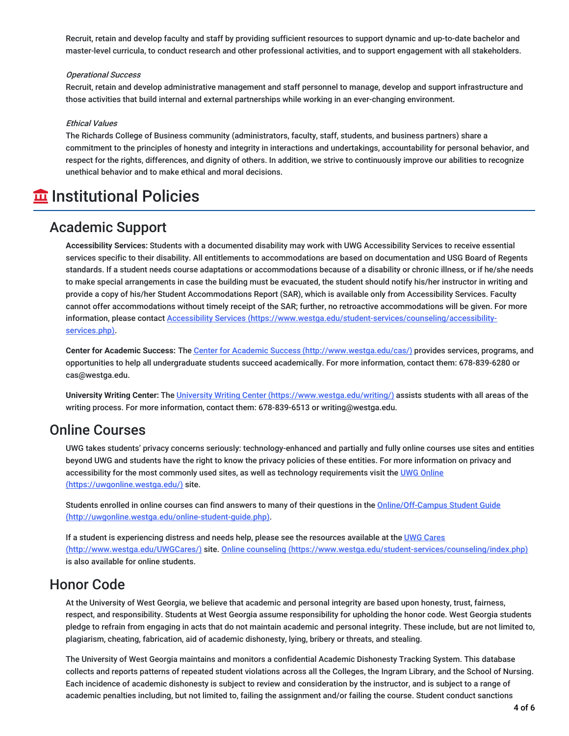Recruit, retain and develop faculty and staff by providing sufficient resources to support dynamic and up-to-date bachelor and master-level curricula, to conduct research and other professional activities, and to support engagement with all stakeholders.

*Operational Success*

Recruit, retain and develop administrative management and staff personnel to manage, develop and support infrastructure and those activities that build internal and external partnerships while working in an ever-changing environment.

*Ethical Values*

The Richards College of Business community (administrators, faculty, staff, students, and business partners) share a commitment to the principles of honesty and integrity in interactions and undertakings, accountability for personal behavior, and respect for the rights, differences, and dignity of others. In addition, we strive to continuously improve our abilities to recognize unethical behavior and to make ethical and moral decisions.

# Institutional Policies

## Academic Support

**Accessibility Services:** Students with a documented disability may work with UWG Accessibility Services to receive essential services specific to their disability. All entitlements to accommodations are based on documentation and USG Board of Regents standards. If a student needs course adaptations or accommodations because of a disability or chronic illness, or if he/she needs to make special arrangements in case the building must be evacuated, the student should notify his/her instructor in writing and provide a copy of his/her Student Accommodations Report (SAR), which is available only from Accessibility Services. Faculty cannot offer accommodations without timely receipt of the SAR; further, no retroactive accommodations will be given. For more information, please contact [Accessibility Services (https://www.westga.edu/student-services/counseling/accessibility-services.php)](https://www.westga.edu/student-services/counseling/accessibility-services.php).

**Center for Academic Success:** The [Center for Academic Success (http://www.westga.edu/cas/)](http://www.westga.edu/cas/) provides services, programs, and opportunities to help all undergraduate students succeed academically. For more information, contact them: 678-839-6280 or cas@westga.edu.

**University Writing Center:** The [University Writing Center (https://www.westga.edu/writing/)](https://www.westga.edu/writing/) assists students with all areas of the writing process. For more information, contact them: 678-839-6513 or writing@westga.edu.

## Online Courses

UWG takes students' privacy concerns seriously: technology-enhanced and partially and fully online courses use sites and entities beyond UWG and students have the right to know the privacy policies of these entities. For more information on privacy and accessibility for the most commonly used sites, as well as technology requirements visit the [UWG Online (https://uwgonline.westga.edu/)](https://uwgonline.westga.edu/) site.

Students enrolled in online courses can find answers to many of their questions in the [Online/Off-Campus Student Guide (http://uwgonline.westga.edu/online-student-guide.php)](http://uwgonline.westga.edu/online-student-guide.php).

If a student is experiencing distress and needs help, please see the resources available at the [UWG Cares (http://www.westga.edu/UWGCares/)](http://www.westga.edu/UWGCares/) site. [Online counseling (https://www.westga.edu/student-services/counseling/index.php)](https://www.westga.edu/student-services/counseling/index.php) is also available for online students.

## Honor Code

At the University of West Georgia, we believe that academic and personal integrity are based upon honesty, trust, fairness, respect, and responsibility. Students at West Georgia assume responsibility for upholding the honor code. West Georgia students pledge to refrain from engaging in acts that do not maintain academic and personal integrity. These include, but are not limited to, plagiarism, cheating, fabrication, aid of academic dishonesty, lying, bribery or threats, and stealing.

The University of West Georgia maintains and monitors a confidential Academic Dishonesty Tracking System. This database collects and reports patterns of repeated student violations across all the Colleges, the Ingram Library, and the School of Nursing. Each incidence of academic dishonesty is subject to review and consideration by the instructor, and is subject to a range of academic penalties including, but not limited to, failing the assignment and/or failing the course. Student conduct sanctions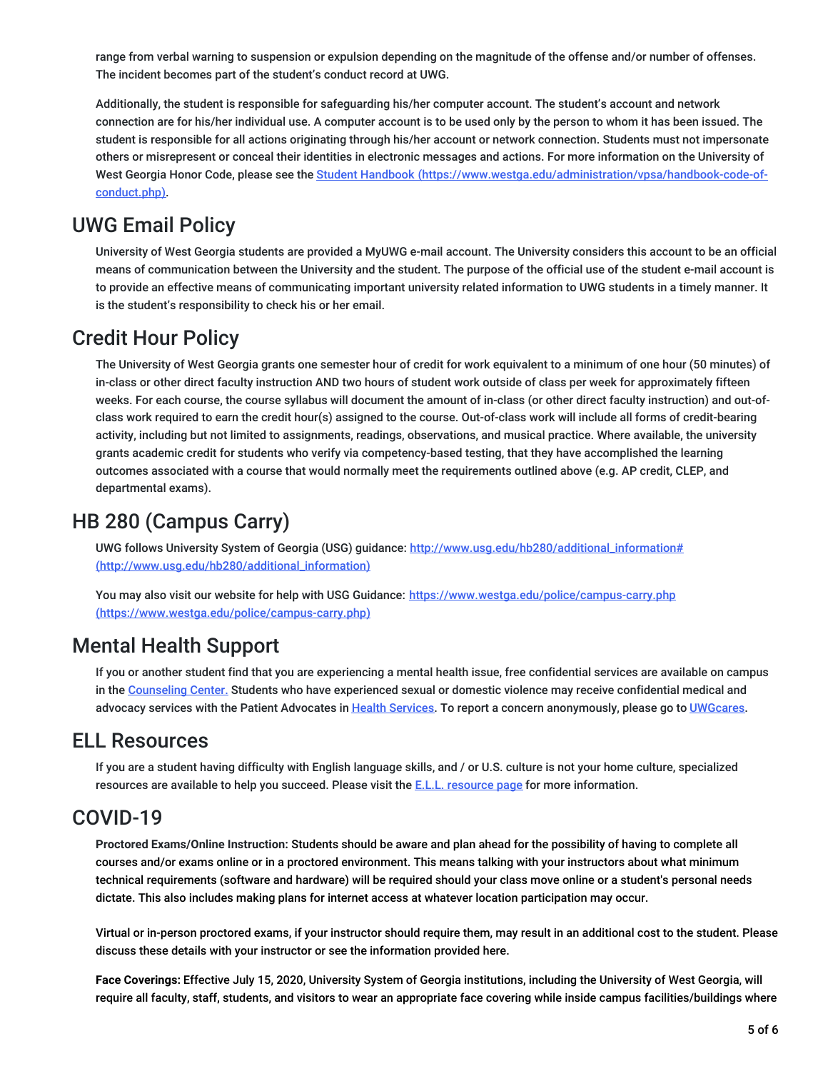range from verbal warning to suspension or expulsion depending on the magnitude of the offense and/or number of offenses. The incident becomes part of the student's conduct record at UWG.

Additionally, the student is responsible for safeguarding his/her computer account. The student's account and network connection are for his/her individual use. A computer account is to be used only by the person to whom it has been issued. The student is responsible for all actions originating through his/her account or network connection. Students must not impersonate others or misrepresent or conceal their identities in electronic messages and actions. For more information on the University of West Georgia Honor Code, please see the [Student Handbook (https://www.westga.edu/administration/vpsa/handbook-code-of-conduct.php)](https://www.westga.edu/administration/vpsa/handbook-code-of-conduct.php).

## UWG Email Policy

University of West Georgia students are provided a MyUWG e-mail account. The University considers this account to be an official means of communication between the University and the student. The purpose of the official use of the student e-mail account is to provide an effective means of communicating important university related information to UWG students in a timely manner. It is the student's responsibility to check his or her email.

## Credit Hour Policy

The University of West Georgia grants one semester hour of credit for work equivalent to a minimum of one hour (50 minutes) of in-class or other direct faculty instruction AND two hours of student work outside of class per week for approximately fifteen weeks. For each course, the course syllabus will document the amount of in-class (or other direct faculty instruction) and out-of-class work required to earn the credit hour(s) assigned to the course. Out-of-class work will include all forms of credit-bearing activity, including but not limited to assignments, readings, observations, and musical practice. Where available, the university grants academic credit for students who verify via competency-based testing, that they have accomplished the learning outcomes associated with a course that would normally meet the requirements outlined above (e.g. AP credit, CLEP, and departmental exams).

## HB 280 (Campus Carry)

UWG follows University System of Georgia (USG) guidance: [http://www.usg.edu/hb280/additional_information# (http://www.usg.edu/hb280/additional_information)](http://www.usg.edu/hb280/additional_information)

You may also visit our website for help with USG Guidance: [https://www.westga.edu/police/campus-carry.php (https://www.westga.edu/police/campus-carry.php)](https://www.westga.edu/police/campus-carry.php)

## Mental Health Support

If you or another student find that you are experiencing a mental health issue, free confidential services are available on campus in the Counseling Center. Students who have experienced sexual or domestic violence may receive confidential medical and advocacy services with the Patient Advocates in Health Services. To report a concern anonymously, please go to UWGcares.

## ELL Resources

If you are a student having difficulty with English language skills, and / or U.S. culture is not your home culture, specialized resources are available to help you succeed. Please visit the E.L.L. resource page for more information.

## COVID-19

**Proctored Exams/Online Instruction: Students should be aware and plan ahead for the possibility of having to complete all courses and/or exams online or in a proctored environment. This means talking with your instructors about what minimum technical requirements (software and hardware) will be required should your class move online or a student's personal needs dictate. This also includes making plans for internet access at whatever location participation may occur.**

**Virtual or in-person proctored exams, if your instructor should require them, may result in an additional cost to the student. Please discuss these details with your instructor or see the information provided here.**

**Face Coverings:** Effective July 15, 2020, University System of Georgia institutions, including the University of West Georgia, will require all faculty, staff, students, and visitors to wear an appropriate face covering while inside campus facilities/buildings where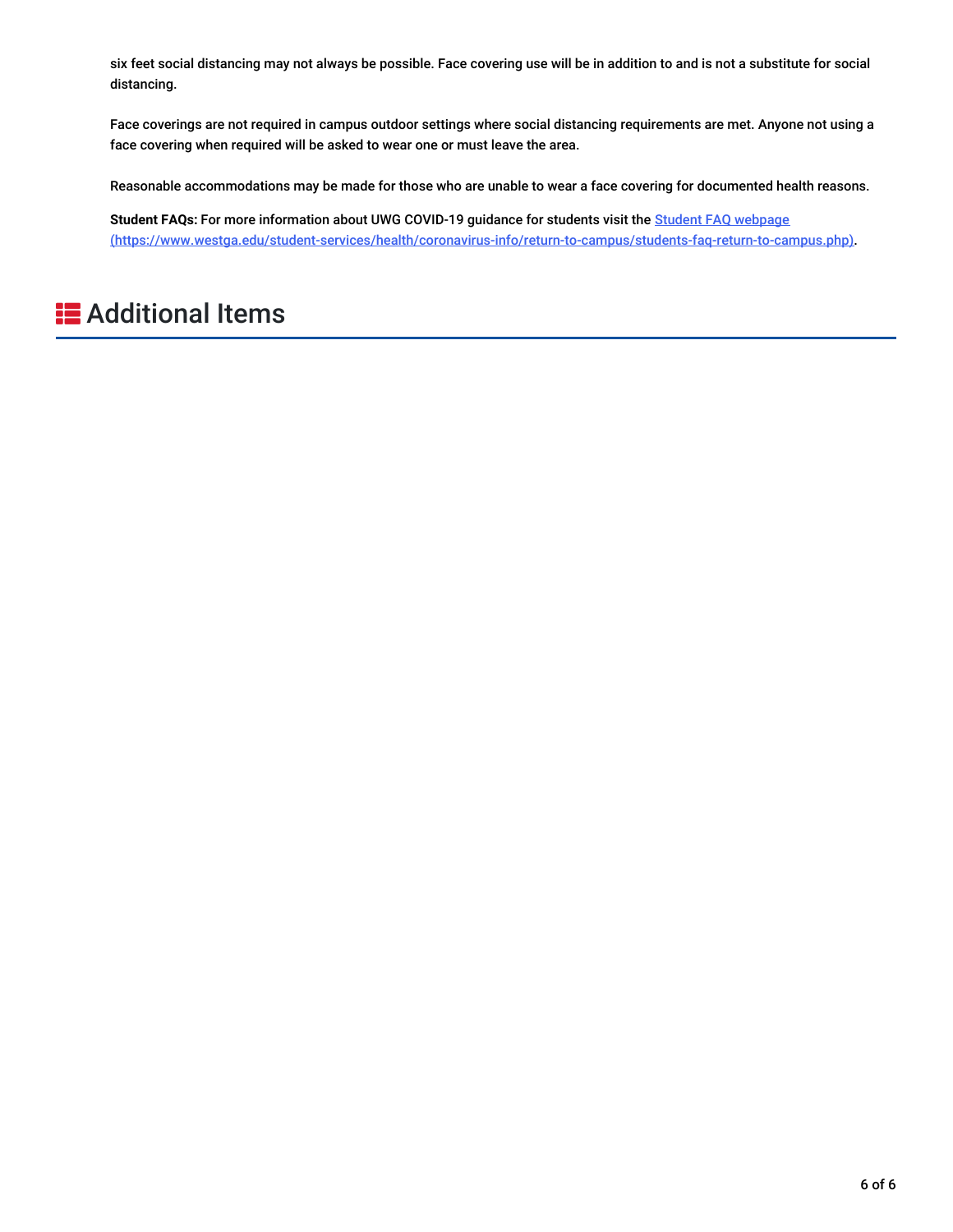six feet social distancing may not always be possible. Face covering use will be in addition to and is not a substitute for social distancing.

Face coverings are not required in campus outdoor settings where social distancing requirements are met. Anyone not using a face covering when required will be asked to wear one or must leave the area.

Reasonable accommodations may be made for those who are unable to wear a face covering for documented health reasons.

**Student FAQs:** For more information about UWG COVID-19 guidance for students visit the [Student FAQ webpage (https://www.westga.edu/student-services/health/coronavirus-info/return-to-campus/students-faq-return-to-campus.php)](https://www.westga.edu/student-services/health/coronavirus-info/return-to-campus/students-faq-return-to-campus.php).

## Additional Items